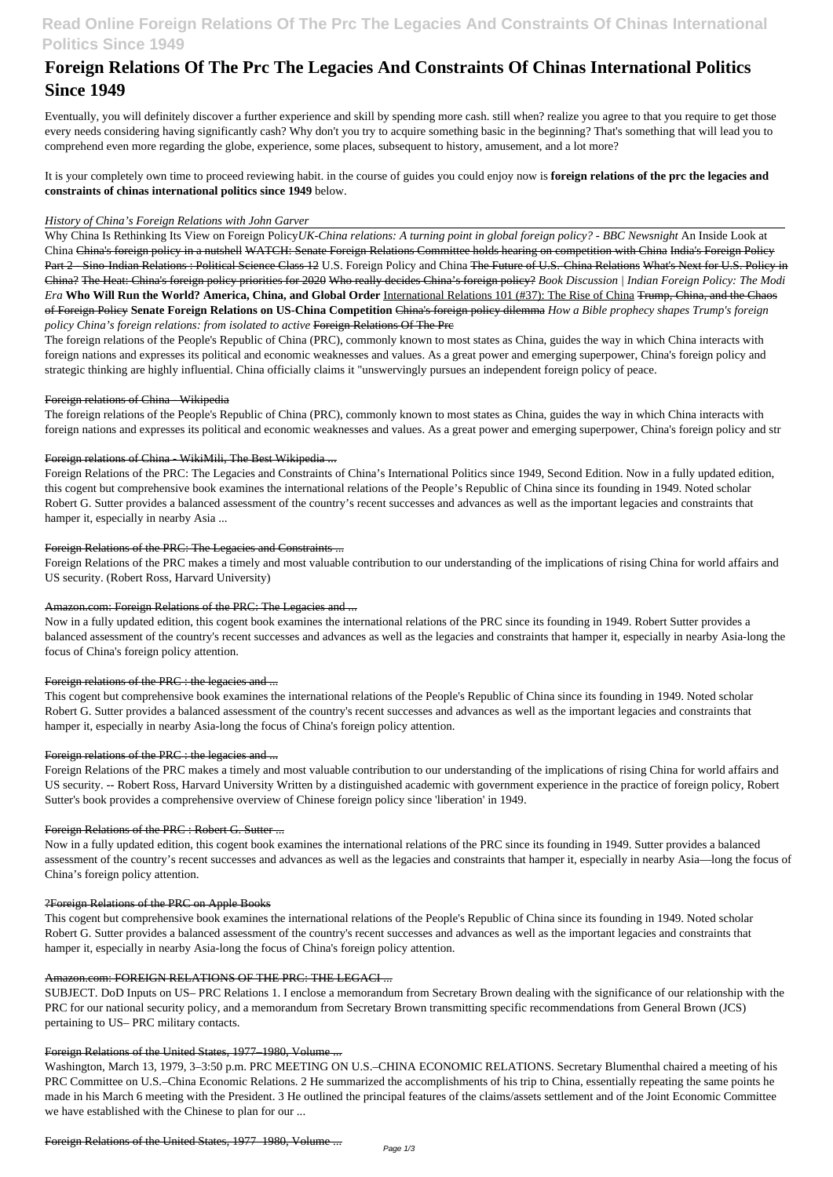# Foreign Relations Of The Prc The Legacies And Constraints Of Chinas International Politics Since 1949

Eventually, you will definitely discover a further experience and skill by spending more cash. still when? realize you agree to that you require to get those every needs considering having significantly cash? Why don't you try to acquire something basic in the beginning? That's something that will lead you to comprehend even more regarding the globe, experience, some places, subsequent to history, amusement, and a lot more?

It is your completely own time to proceed reviewing habit. in the course of guides you could enjoy now is **foreign relations of the prc the legacies and constraints of chinas international politics since 1949** below.

*History of China's Foreign Relations with John Garver*

Why China Is Rethinking Its View on Foreign Policy*UK-China relations: A turning point in global foreign policy? - BBC Newsnight* An Inside Look at China ~~China's foreign policy in a nutshell~~ ~~WATCH: Senate Foreign Relations Committee holds hearing on competition with China~~ ~~India's Foreign Policy Part 2 - Sino-Indian Relations : Political Science Class 12~~ U.S. Foreign Policy and China ~~The Future of U.S.-China Relations~~ ~~What's Next for U.S. Policy in China?~~ ~~The Heat: China's foreign policy priorities for 2020~~ ~~Who really decides China's foreign policy?~~ *Book Discussion | Indian Foreign Policy: The Modi Era* **Who Will Run the World? America, China, and Global Order** International Relations 101 (#37): The Rise of China ~~Trump, China, and the Chaos of Foreign Policy~~ **Senate Foreign Relations on US-China Competition** ~~China's foreign policy dilemma~~ *How a Bible prophecy shapes Trump's foreign policy China's foreign relations: from isolated to active* ~~Foreign Relations Of The Prc~~

The foreign relations of the People's Republic of China (PRC), commonly known to most states as China, guides the way in which China interacts with foreign nations and expresses its political and economic weaknesses and values. As a great power and emerging superpower, China's foreign policy and strategic thinking are highly influential. China officially claims it "unswervingly pursues an independent foreign policy of peace.

~~Foreign relations of China - Wikipedia~~

The foreign relations of the People's Republic of China (PRC), commonly known to most states as China, guides the way in which China interacts with foreign nations and expresses its political and economic weaknesses and values. As a great power and emerging superpower, China's foreign policy and str

~~Foreign relations of China - WikiMili, The Best Wikipedia ...~~

Foreign Relations of the PRC: The Legacies and Constraints of China's International Politics since 1949, Second Edition. Now in a fully updated edition, this cogent but comprehensive book examines the international relations of the People's Republic of China since its founding in 1949. Noted scholar Robert G. Sutter provides a balanced assessment of the country's recent successes and advances as well as the important legacies and constraints that hamper it, especially in nearby Asia ...

~~Foreign Relations of the PRC: The Legacies and Constraints ...~~

Foreign Relations of the PRC makes a timely and most valuable contribution to our understanding of the implications of rising China for world affairs and US security. (Robert Ross, Harvard University)

~~Amazon.com: Foreign Relations of the PRC: The Legacies and ...~~

Now in a fully updated edition, this cogent book examines the international relations of the PRC since its founding in 1949. Robert Sutter provides a balanced assessment of the country's recent successes and advances as well as the legacies and constraints that hamper it, especially in nearby Asia-long the focus of China's foreign policy attention.

~~Foreign relations of the PRC : the legacies and ...~~

This cogent but comprehensive book examines the international relations of the People's Republic of China since its founding in 1949. Noted scholar Robert G. Sutter provides a balanced assessment of the country's recent successes and advances as well as the important legacies and constraints that hamper it, especially in nearby Asia-long the focus of China's foreign policy attention.

~~Foreign relations of the PRC : the legacies and ...~~

Foreign Relations of the PRC makes a timely and most valuable contribution to our understanding of the implications of rising China for world affairs and US security. -- Robert Ross, Harvard University Written by a distinguished academic with government experience in the practice of foreign policy, Robert Sutter's book provides a comprehensive overview of Chinese foreign policy since 'liberation' in 1949.

~~Foreign Relations of the PRC : Robert G. Sutter ...~~

Now in a fully updated edition, this cogent book examines the international relations of the PRC since its founding in 1949. Sutter provides a balanced assessment of the country's recent successes and advances as well as the legacies and constraints that hamper it, especially in nearby Asia—long the focus of China's foreign policy attention.

~~?Foreign Relations of the PRC on Apple Books~~

This cogent but comprehensive book examines the international relations of the People's Republic of China since its founding in 1949. Noted scholar Robert G. Sutter provides a balanced assessment of the country's recent successes and advances as well as the important legacies and constraints that hamper it, especially in nearby Asia-long the focus of China's foreign policy attention.

~~Amazon.com: FOREIGN RELATIONS OF THE PRC: THE LEGACI ...~~

SUBJECT. DoD Inputs on US– PRC Relations 1. I enclose a memorandum from Secretary Brown dealing with the significance of our relationship with the PRC for our national security policy, and a memorandum from Secretary Brown transmitting specific recommendations from General Brown (JCS) pertaining to US– PRC military contacts.

~~Foreign Relations of the United States, 1977–1980, Volume ...~~

Washington, March 13, 1979, 3–3:50 p.m. PRC MEETING ON U.S.–CHINA ECONOMIC RELATIONS. Secretary Blumenthal chaired a meeting of his PRC Committee on U.S.–China Economic Relations. 2 He summarized the accomplishments of his trip to China, essentially repeating the same points he made in his March 6 meeting with the President. 3 He outlined the principal features of the claims/assets settlement and of the Joint Economic Committee we have established with the Chinese to plan for our ...

~~Foreign Relations of the United States, 1977–1980, Volume ...~~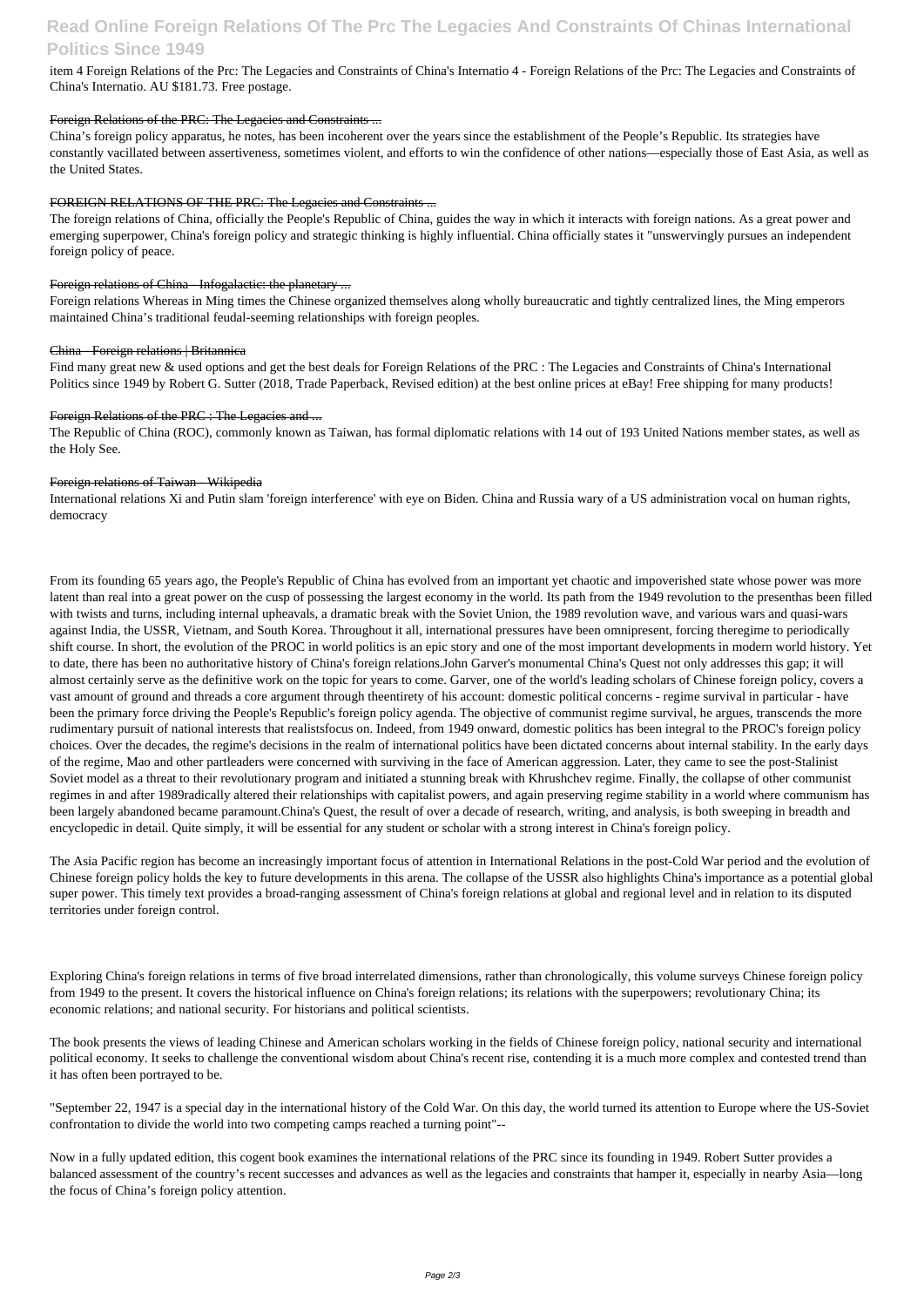item 4 Foreign Relations of the Prc: The Legacies and Constraints of China's Internatio 4 - Foreign Relations of the Prc: The Legacies and Constraints of China's Internatio. AU $181.73. Free postage.

Foreign Relations of the PRC: The Legacies and Constraints ...

China's foreign policy apparatus, he notes, has been incoherent over the years since the establishment of the People's Republic. Its strategies have constantly vacillated between assertiveness, sometimes violent, and efforts to win the confidence of other nations—especially those of East Asia, as well as the United States.

FOREIGN RELATIONS OF THE PRC: The Legacies and Constraints ...

The foreign relations of China, officially the People's Republic of China, guides the way in which it interacts with foreign nations. As a great power and emerging superpower, China's foreign policy and strategic thinking is highly influential. China officially states it "unswervingly pursues an independent foreign policy of peace.

Foreign relations of China - Infogalactic: the planetary ...

Foreign relations Whereas in Ming times the Chinese organized themselves along wholly bureaucratic and tightly centralized lines, the Ming emperors maintained China's traditional feudal-seeming relationships with foreign peoples.

China - Foreign relations | Britannica

Find many great new & used options and get the best deals for Foreign Relations of the PRC : The Legacies and Constraints of China's International Politics since 1949 by Robert G. Sutter (2018, Trade Paperback, Revised edition) at the best online prices at eBay! Free shipping for many products!

Foreign Relations of the PRC : The Legacies and ...

The Republic of China (ROC), commonly known as Taiwan, has formal diplomatic relations with 14 out of 193 United Nations member states, as well as the Holy See.

Foreign relations of Taiwan - Wikipedia

International relations Xi and Putin slam 'foreign interference' with eye on Biden. China and Russia wary of a US administration vocal on human rights, democracy

From its founding 65 years ago, the People's Republic of China has evolved from an important yet chaotic and impoverished state whose power was more latent than real into a great power on the cusp of possessing the largest economy in the world. Its path from the 1949 revolution to the presenthas been filled with twists and turns, including internal upheavals, a dramatic break with the Soviet Union, the 1989 revolution wave, and various wars and quasi-wars against India, the USSR, Vietnam, and South Korea. Throughout it all, international pressures have been omnipresent, forcing theregime to periodically shift course. In short, the evolution of the PROC in world politics is an epic story and one of the most important developments in modern world history. Yet to date, there has been no authoritative history of China's foreign relations.John Garver's monumental China's Quest not only addresses this gap; it will almost certainly serve as the definitive work on the topic for years to come. Garver, one of the world's leading scholars of Chinese foreign policy, covers a vast amount of ground and threads a core argument through theentirety of his account: domestic political concerns - regime survival in particular - have been the primary force driving the People's Republic's foreign policy agenda. The objective of communist regime survival, he argues, transcends the more rudimentary pursuit of national interests that realistsfocus on. Indeed, from 1949 onward, domestic politics has been integral to the PROC's foreign policy choices. Over the decades, the regime's decisions in the realm of international politics have been dictated concerns about internal stability. In the early days of the regime, Mao and other partleaders were concerned with surviving in the face of American aggression. Later, they came to see the post-Stalinist Soviet model as a threat to their revolutionary program and initiated a stunning break with Khrushchev regime. Finally, the collapse of other communist regimes in and after 1989radically altered their relationships with capitalist powers, and again preserving regime stability in a world where communism has been largely abandoned became paramount.China's Quest, the result of over a decade of research, writing, and analysis, is both sweeping in breadth and encyclopedic in detail. Quite simply, it will be essential for any student or scholar with a strong interest in China's foreign policy.

The Asia Pacific region has become an increasingly important focus of attention in International Relations in the post-Cold War period and the evolution of Chinese foreign policy holds the key to future developments in this arena. The collapse of the USSR also highlights China's importance as a potential global super power. This timely text provides a broad-ranging assessment of China's foreign relations at global and regional level and in relation to its disputed territories under foreign control.

Exploring China's foreign relations in terms of five broad interrelated dimensions, rather than chronologically, this volume surveys Chinese foreign policy from 1949 to the present. It covers the historical influence on China's foreign relations; its relations with the superpowers; revolutionary China; its economic relations; and national security. For historians and political scientists.

The book presents the views of leading Chinese and American scholars working in the fields of Chinese foreign policy, national security and international political economy. It seeks to challenge the conventional wisdom about China's recent rise, contending it is a much more complex and contested trend than it has often been portrayed to be.

"September 22, 1947 is a special day in the international history of the Cold War. On this day, the world turned its attention to Europe where the US-Soviet confrontation to divide the world into two competing camps reached a turning point"--

Now in a fully updated edition, this cogent book examines the international relations of the PRC since its founding in 1949. Robert Sutter provides a balanced assessment of the country's recent successes and advances as well as the legacies and constraints that hamper it, especially in nearby Asia—long the focus of China's foreign policy attention.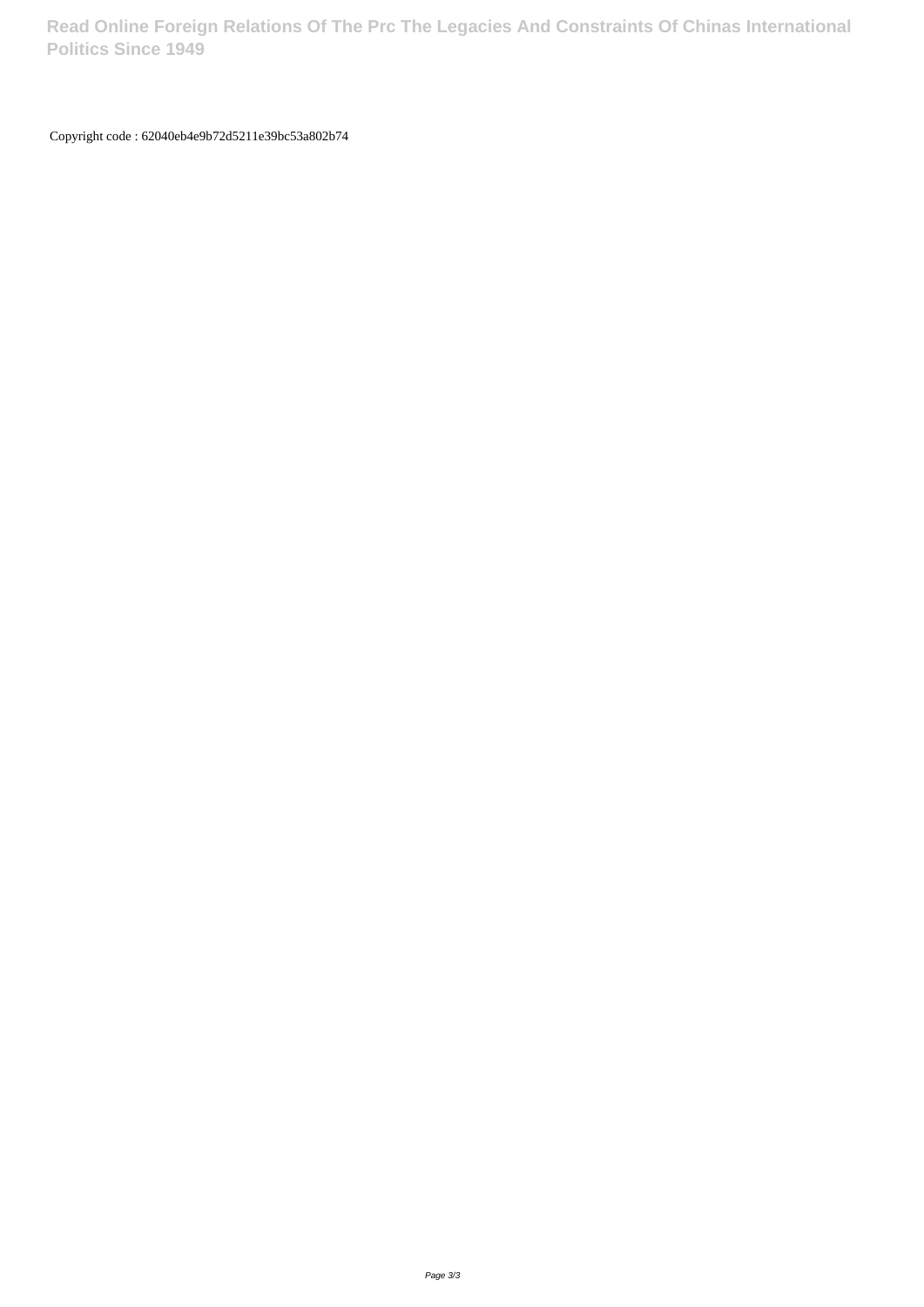Copyright code : 62040eb4e9b72d5211e39bc53a802b74